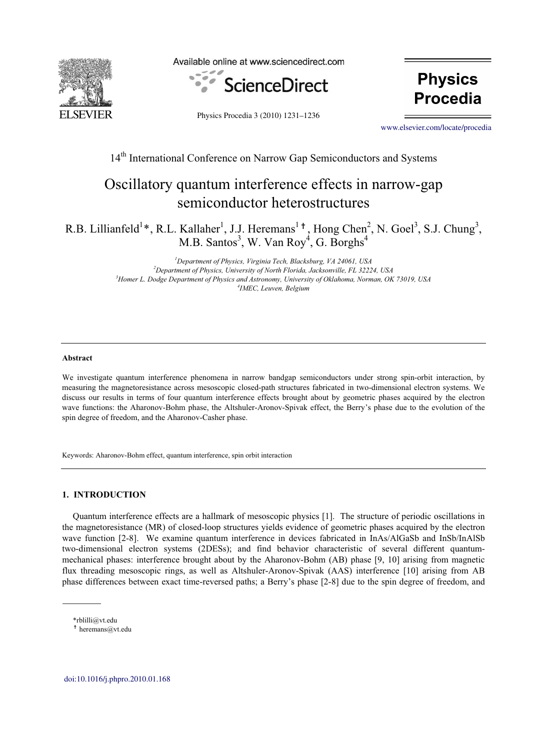14th International Conference on Narrow Gap Semiconductors and Systems

# Oscillatory quantum interference effects in narrow-gap semiconductor heterostructures

R.B. Lillianfeld[1]*, R.L. Kallaher[1], J.J. Heremans[1] †, Hong Chen[2], N. Goel[3], S.J. Chung[3], M.B. Santos[3], W. Van Roy[4], G. Borghs[4]

[1]*Department of Physics, Virginia Tech, Blacksburg, VA 24061, USA*
[2]*Department of Physics, University of North Florida, Jacksonville, FL 32224, USA*
[3]*Homer L. Dodge Department of Physics and Astronomy, University of Oklahoma, Norman, OK 73019, USA*
[4]*IMEC, Leuven, Belgium*

---

**Abstract**

We investigate quantum interference phenomena in narrow bandgap semiconductors under strong spin-orbit interaction, by measuring the magnetoresistance across mesoscopic closed-path structures fabricated in two-dimensional electron systems. We discuss our results in terms of four quantum interference effects brought about by geometric phases acquired by the electron wave functions: the Aharonov-Bohm phase, the Altshuler-Aronov-Spivak effect, the Berry's phase due to the evolution of the spin degree of freedom, and the Aharonov-Casher phase.

Keywords: Aharonov-Bohm effect, quantum interference, spin orbit interaction

---

## 1. INTRODUCTION

Quantum interference effects are a hallmark of mesoscopic physics [1]. The structure of periodic oscillations in the magnetoresistance (MR) of closed-loop structures yields evidence of geometric phases acquired by the electron wave function [2-8]. We examine quantum interference in devices fabricated in InAs/AlGaSb and InSb/InAlSb two-dimensional electron systems (2DESs); and find behavior characteristic of several different quantum-mechanical phases: interference brought about by the Aharonov-Bohm (AB) phase [9, 10] arising from magnetic flux threading mesoscopic rings, as well as Altshuler-Aronov-Spivak (AAS) interference [10] arising from AB phase differences between exact time-reversed paths; a Berry's phase [2-8] due to the spin degree of freedom, and

*rblilli@vt.edu
† heremans@vt.edu

doi:10.1016/j.phpro.2010.01.168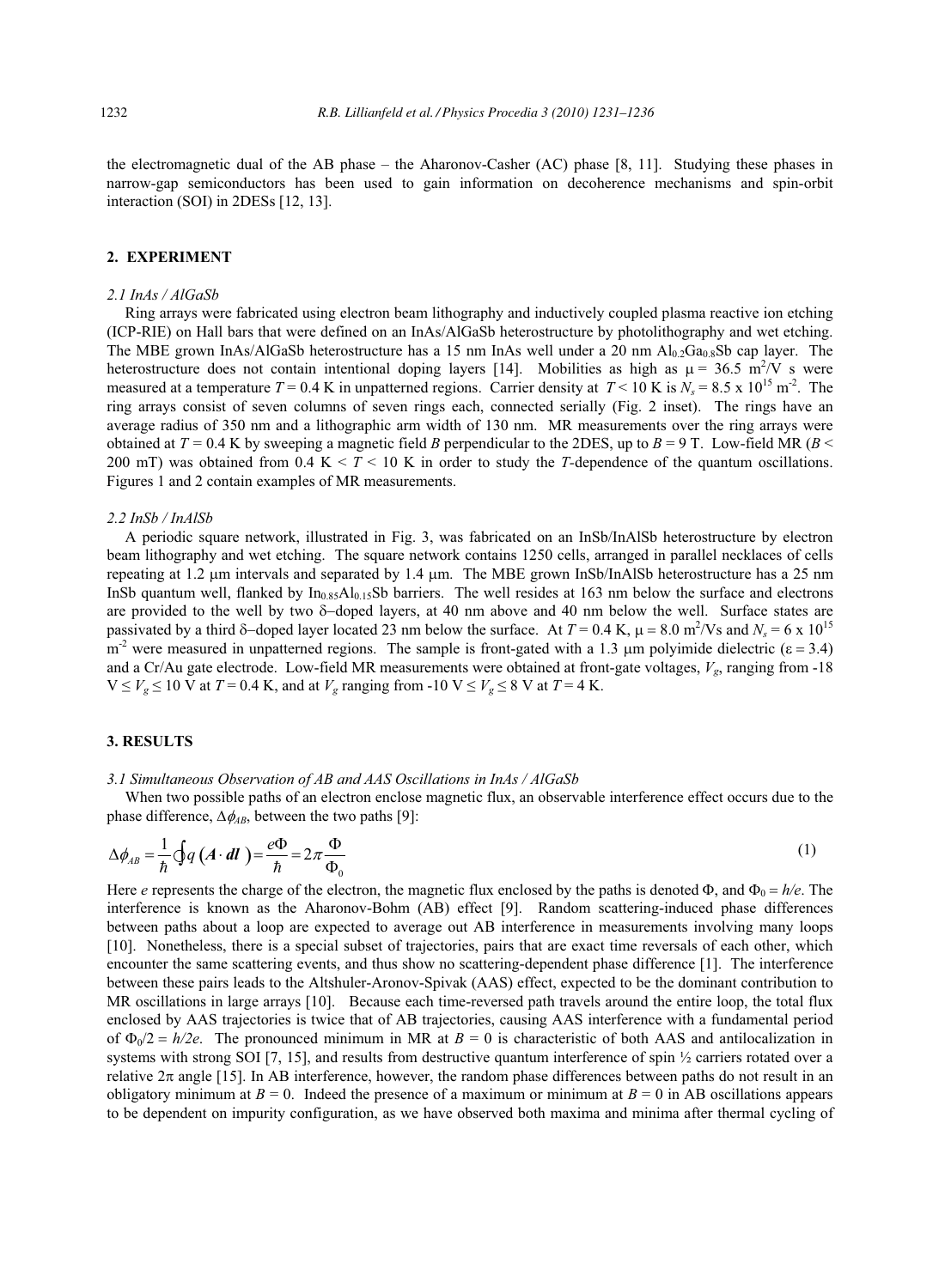the electromagnetic dual of the AB phase – the Aharonov-Casher (AC) phase [8, 11]. Studying these phases in narrow-gap semiconductors has been used to gain information on decoherence mechanisms and spin-orbit interaction (SOI) in 2DESs [12, 13].

## 2. EXPERIMENT

### *2.1 InAs / AlGaSb*

Ring arrays were fabricated using electron beam lithography and inductively coupled plasma reactive ion etching (ICP-RIE) on Hall bars that were defined on an InAs/AlGaSb heterostructure by photolithography and wet etching. The MBE grown InAs/AlGaSb heterostructure has a 15 nm InAs well under a 20 nm $Al_{0.2}Ga_{0.8}Sb$ cap layer. The heterostructure does not contain intentional doping layers [14]. Mobilities as high as $\mu = 36.5$ m$^2$/V s were measured at a temperature $T = 0.4$ K in unpatterned regions. Carrier density at $T < 10$ K is $N_s = 8.5 \times 10^{15}$ m$^{-2}$. The ring arrays consist of seven columns of seven rings each, connected serially (Fig. 2 inset). The rings have an average radius of 350 nm and a lithographic arm width of 130 nm. MR measurements over the ring arrays were obtained at $T = 0.4$ K by sweeping a magnetic field $B$ perpendicular to the 2DES, up to $B = 9$ T. Low-field MR ($B <$ 200 mT) was obtained from 0.4 K $< T <$ 10 K in order to study the $T$-dependence of the quantum oscillations. Figures 1 and 2 contain examples of MR measurements.

### *2.2 InSb / InAlSb*

A periodic square network, illustrated in Fig. 3, was fabricated on an InSb/InAlSb heterostructure by electron beam lithography and wet etching. The square network contains 1250 cells, arranged in parallel necklaces of cells repeating at 1.2 μm intervals and separated by 1.4 μm. The MBE grown InSb/InAlSb heterostructure has a 25 nm InSb quantum well, flanked by $In_{0.85}Al_{0.15}Sb$ barriers. The well resides at 163 nm below the surface and electrons are provided to the well by two δ–doped layers, at 40 nm above and 40 nm below the well. Surface states are passivated by a third δ–doped layer located 23 nm below the surface. At $T = 0.4$ K, $\mu = 8.0$ m$^2$/Vs and $N_s = 6 \times 10^{15}$ m$^{-2}$ were measured in unpatterned regions. The sample is front-gated with a 1.3 μm polyimide dielectric ($\varepsilon = 3.4$) and a Cr/Au gate electrode. Low-field MR measurements were obtained at front-gate voltages, $V_g$, ranging from -18 V $\leq V_g \leq$ 10 V at $T = 0.4$ K, and at $V_g$ ranging from -10 V $\leq V_g \leq$ 8 V at $T = 4$ K.

## 3. RESULTS

### *3.1 Simultaneous Observation of AB and AAS Oscillations in InAs / AlGaSb*

When two possible paths of an electron enclose magnetic flux, an observable interference effect occurs due to the phase difference, $\Delta\phi_{AB}$, between the two paths [9]:

$$\Delta\phi_{AB} = \frac{1}{\hbar}\oint q\left(\boldsymbol{A}\cdot \boldsymbol{dl}\right) = \frac{e\Phi}{\hbar} = 2\pi\frac{\Phi}{\Phi_0} \tag{1}$$

Here $e$ represents the charge of the electron, the magnetic flux enclosed by the paths is denoted $\Phi$, and $\Phi_0 = h/e$. The interference is known as the Aharonov-Bohm (AB) effect [9]. Random scattering-induced phase differences between paths about a loop are expected to average out AB interference in measurements involving many loops [10]. Nonetheless, there is a special subset of trajectories, pairs that are exact time reversals of each other, which encounter the same scattering events, and thus show no scattering-dependent phase difference [1]. The interference between these pairs leads to the Altshuler-Aronov-Spivak (AAS) effect, expected to be the dominant contribution to MR oscillations in large arrays [10]. Because each time-reversed path travels around the entire loop, the total flux enclosed by AAS trajectories is twice that of AB trajectories, causing AAS interference with a fundamental period of $\Phi_0/2 = h/2e$. The pronounced minimum in MR at $B = 0$ is characteristic of both AAS and antilocalization in systems with strong SOI [7, 15], and results from destructive quantum interference of spin ½ carriers rotated over a relative $2\pi$ angle [15]. In AB interference, however, the random phase differences between paths do not result in an obligatory minimum at $B = 0$. Indeed the presence of a maximum or minimum at $B = 0$ in AB oscillations appears to be dependent on impurity configuration, as we have observed both maxima and minima after thermal cycling of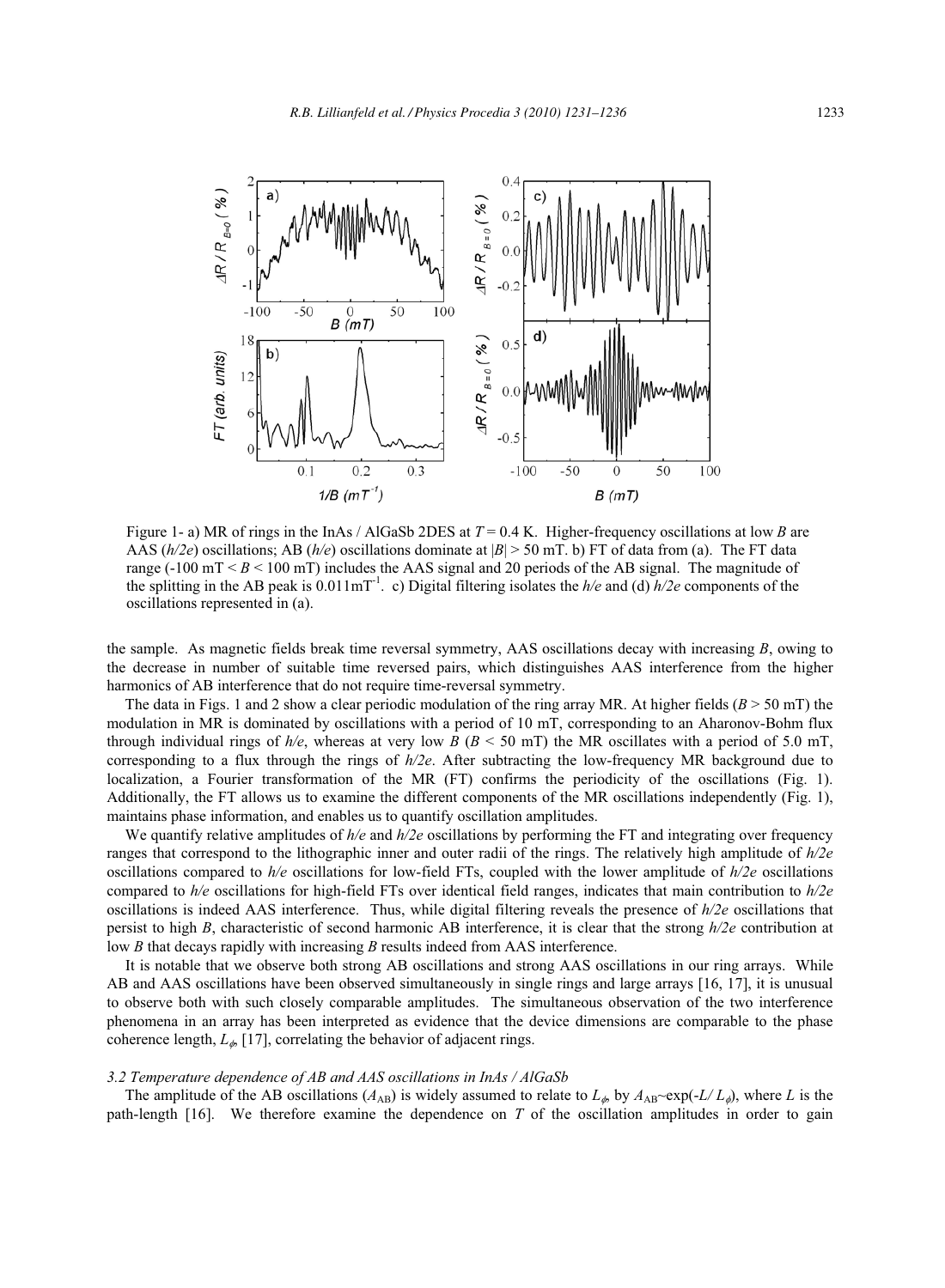Figure 1- a) MR of rings in the InAs / AlGaSb 2DES at $T = 0.4$ K. Higher-frequency oscillations at low $B$ are AAS ($h/2e$) oscillations; AB ($h/e$) oscillations dominate at $|B| > 50$ mT. b) FT of data from (a). The FT data range (-100 mT < $B$ < 100 mT) includes the AAS signal and 20 periods of the AB signal. The magnitude of the splitting in the AB peak is 0.011mT$^{-1}$. c) Digital filtering isolates the $h/e$ and (d) $h/2e$ components of the oscillations represented in (a).

the sample. As magnetic fields break time reversal symmetry, AAS oscillations decay with increasing $B$, owing to the decrease in number of suitable time reversed pairs, which distinguishes AAS interference from the higher harmonics of AB interference that do not require time-reversal symmetry.

The data in Figs. 1 and 2 show a clear periodic modulation of the ring array MR. At higher fields ($B > 50$ mT) the modulation in MR is dominated by oscillations with a period of 10 mT, corresponding to an Aharonov-Bohm flux through individual rings of $h/e$, whereas at very low $B$ ($B < 50$ mT) the MR oscillates with a period of 5.0 mT, corresponding to a flux through the rings of $h/2e$. After subtracting the low-frequency MR background due to localization, a Fourier transformation of the MR (FT) confirms the periodicity of the oscillations (Fig. 1). Additionally, the FT allows us to examine the different components of the MR oscillations independently (Fig. 1), maintains phase information, and enables us to quantify oscillation amplitudes.

We quantify relative amplitudes of $h/e$ and $h/2e$ oscillations by performing the FT and integrating over frequency ranges that correspond to the lithographic inner and outer radii of the rings. The relatively high amplitude of $h/2e$ oscillations compared to $h/e$ oscillations for low-field FTs, coupled with the lower amplitude of $h/2e$ oscillations compared to $h/e$ oscillations for high-field FTs over identical field ranges, indicates that main contribution to $h/2e$ oscillations is indeed AAS interference. Thus, while digital filtering reveals the presence of $h/2e$ oscillations that persist to high $B$, characteristic of second harmonic AB interference, it is clear that the strong $h/2e$ contribution at low $B$ that decays rapidly with increasing $B$ results indeed from AAS interference.

It is notable that we observe both strong AB oscillations and strong AAS oscillations in our ring arrays. While AB and AAS oscillations have been observed simultaneously in single rings and large arrays [16, 17], it is unusual to observe both with such closely comparable amplitudes. The simultaneous observation of the two interference phenomena in an array has been interpreted as evidence that the device dimensions are comparable to the phase coherence length, $L_\phi$, [17], correlating the behavior of adjacent rings.

### *3.2 Temperature dependence of AB and AAS oscillations in InAs / AlGaSb*

The amplitude of the AB oscillations ($A_{AB}$) is widely assumed to relate to $L_\phi$, by $A_{AB} \sim \exp(-L/L_\phi)$, where $L$ is the path-length [16]. We therefore examine the dependence on $T$ of the oscillation amplitudes in order to gain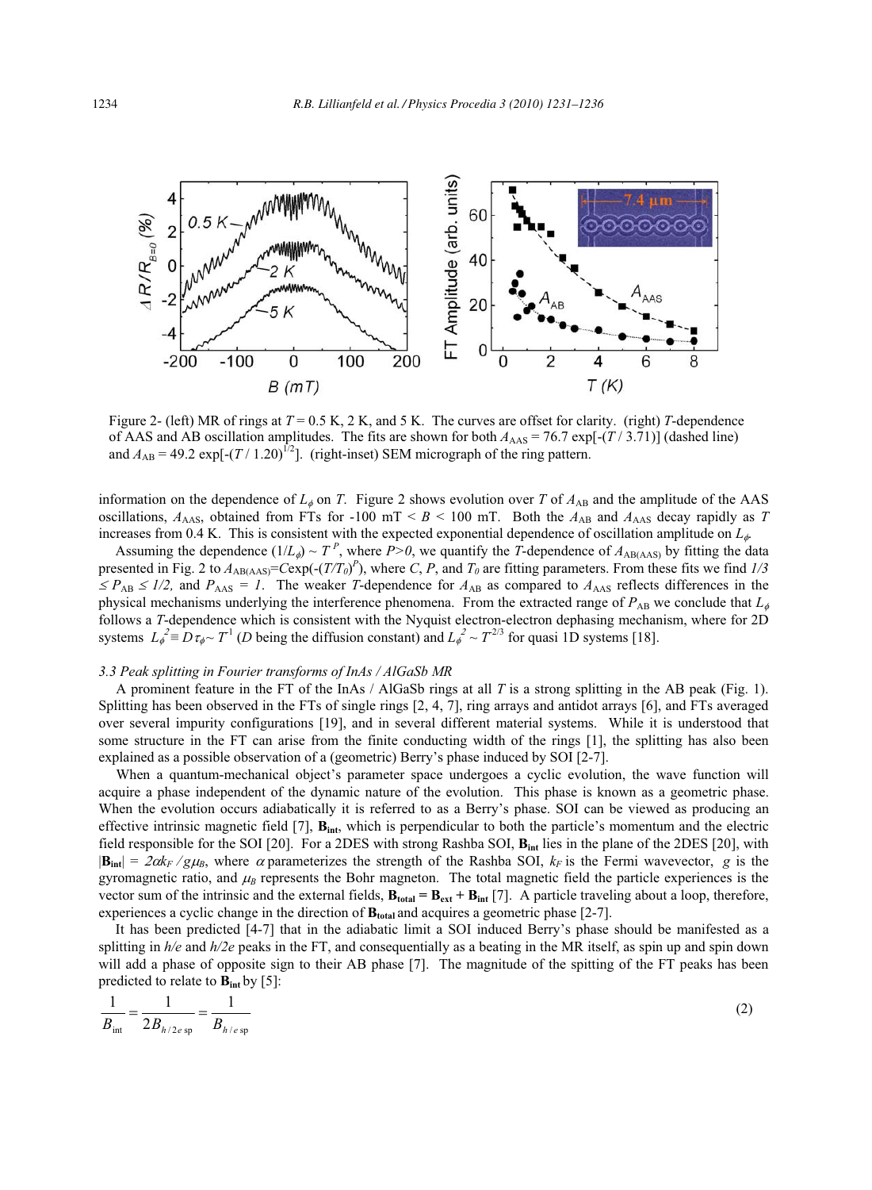Figure 2- (left) MR of rings at $T = 0.5$ K, 2 K, and 5 K. The curves are offset for clarity. (right) $T$-dependence of AAS and AB oscillation amplitudes. The fits are shown for both $A_{AAS} = 76.7\exp[-(T/3.71)]$ (dashed line) and $A_{AB} = 49.2\exp[-(T/1.20)^{1/2}]$. (right-inset) SEM micrograph of the ring pattern.

information on the dependence of $L_\phi$ on $T$. Figure 2 shows evolution over $T$ of $A_{AB}$ and the amplitude of the AAS oscillations, $A_{AAS}$, obtained from FTs for -100 mT < $B$ < 100 mT. Both the $A_{AB}$ and $A_{AAS}$ decay rapidly as $T$ increases from 0.4 K. This is consistent with the expected exponential dependence of oscillation amplitude on $L_\phi$.

Assuming the dependence $(1/L_\phi) \sim T^P$, where $P>0$, we quantify the $T$-dependence of $A_{AB(AAS)}$ by fitting the data presented in Fig. 2 to $A_{AB(AAS)}=C\exp(-(T/T_0)^P)$, where $C$, $P$, and $T_0$ are fitting parameters. From these fits we find $1/3 \leq P_{AB} \leq 1/2$, and $P_{AAS} = 1$. The weaker $T$-dependence for $A_{AB}$ as compared to $A_{AAS}$ reflects differences in the physical mechanisms underlying the interference phenomena. From the extracted range of $P_{AB}$ we conclude that $L_\phi$ follows a $T$-dependence which is consistent with the Nyquist electron-electron dephasing mechanism, where for 2D systems $L_\phi^2 \equiv D\tau_\phi \sim T^{-1}$ ($D$ being the diffusion constant) and $L_\phi^2 \sim T^{-2/3}$ for quasi 1D systems [18].

### 3.3 Peak splitting in Fourier transforms of InAs / AlGaSb MR

A prominent feature in the FT of the InAs / AlGaSb rings at all $T$ is a strong splitting in the AB peak (Fig. 1). Splitting has been observed in the FTs of single rings [2, 4, 7], ring arrays and antidot arrays [6], and FTs averaged over several impurity configurations [19], and in several different material systems. While it is understood that some structure in the FT can arise from the finite conducting width of the rings [1], the splitting has also been explained as a possible observation of a (geometric) Berry's phase induced by SOI [2-7].

When a quantum-mechanical object's parameter space undergoes a cyclic evolution, the wave function will acquire a phase independent of the dynamic nature of the evolution. This phase is known as a geometric phase. When the evolution occurs adiabatically it is referred to as a Berry's phase. SOI can be viewed as producing an effective intrinsic magnetic field [7], $\mathbf{B}_{\text{int}}$, which is perpendicular to both the particle's momentum and the electric field responsible for the SOI [20]. For a 2DES with strong Rashba SOI, $\mathbf{B}_{\text{int}}$ lies in the plane of the 2DES [20], with $|\mathbf{B}_{\text{int}}| = 2\alpha k_F / g\mu_B$, where $\alpha$ parameterizes the strength of the Rashba SOI, $k_F$ is the Fermi wavevector, $g$ is the gyromagnetic ratio, and $\mu_B$ represents the Bohr magneton. The total magnetic field the particle experiences is the vector sum of the intrinsic and the external fields, $\mathbf{B}_{\text{total}} = \mathbf{B}_{\text{ext}} + \mathbf{B}_{\text{int}}$ [7]. A particle traveling about a loop, therefore, experiences a cyclic change in the direction of $\mathbf{B}_{\text{total}}$ and acquires a geometric phase [2-7].

It has been predicted [4-7] that in the adiabatic limit a SOI induced Berry's phase should be manifested as a splitting in $h/e$ and $h/2e$ peaks in the FT, and consequentially as a beating in the MR itself, as spin up and spin down will add a phase of opposite sign to their AB phase [7]. The magnitude of the spitting of the FT peaks has been predicted to relate to $\mathbf{B}_{\text{int}}$ by [5]:

$$\frac{1}{B_{\text{int}}} = \frac{1}{2B_{h/2e\ \text{sp}}} = \frac{1}{B_{h/e\ \text{sp}}} \tag{2}$$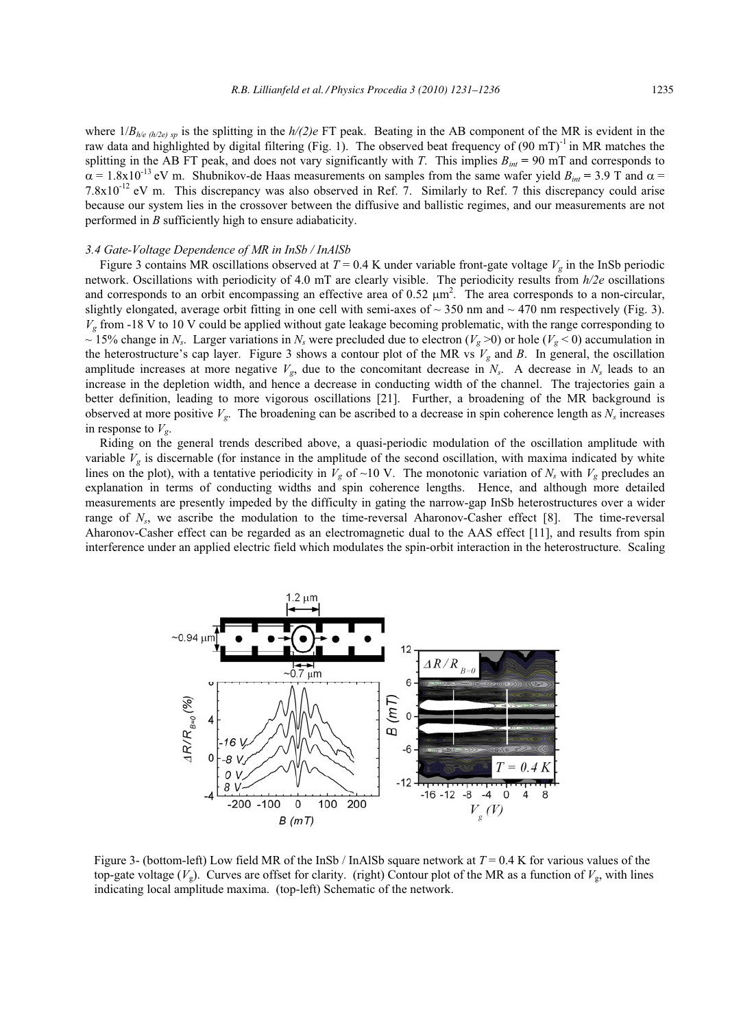where $1/B_{h/e\,(h/2e)\,sp}$ is the splitting in the $h/(2)e$ FT peak. Beating in the AB component of the MR is evident in the raw data and highlighted by digital filtering (Fig. 1). The observed beat frequency of $(90\text{ mT})^{-1}$ in MR matches the splitting in the AB FT peak, and does not vary significantly with $T$. This implies $B_{int}$ = 90 mT and corresponds to $\alpha = 1.8\times10^{-13}$ eV m. Shubnikov-de Haas measurements on samples from the same wafer yield $B_{int}$ = 3.9 T and $\alpha = 7.8\times10^{-12}$ eV m. This discrepancy was also observed in Ref. 7. Similarly to Ref. 7 this discrepancy could arise because our system lies in the crossover between the diffusive and ballistic regimes, and our measurements are not performed in $B$ sufficiently high to ensure adiabaticity.

### *3.4 Gate-Voltage Dependence of MR in InSb / InAlSb*

Figure 3 contains MR oscillations observed at $T$ = 0.4 K under variable front-gate voltage $V_g$ in the InSb periodic network. Oscillations with periodicity of 4.0 mT are clearly visible. The periodicity results from $h/2e$ oscillations and corresponds to an orbit encompassing an effective area of 0.52 μm². The area corresponds to a non-circular, slightly elongated, average orbit fitting in one cell with semi-axes of ~ 350 nm and ~ 470 nm respectively (Fig. 3). $V_g$ from -18 V to 10 V could be applied without gate leakage becoming problematic, with the range corresponding to ~ 15% change in $N_s$. Larger variations in $N_s$ were precluded due to electron ($V_g > 0$) or hole ($V_g < 0$) accumulation in the heterostructure's cap layer. Figure 3 shows a contour plot of the MR vs $V_g$ and $B$. In general, the oscillation amplitude increases at more negative $V_g$, due to the concomitant decrease in $N_s$. A decrease in $N_s$ leads to an increase in the depletion width, and hence a decrease in conducting width of the channel. The trajectories gain a better definition, leading to more vigorous oscillations [21]. Further, a broadening of the MR background is observed at more positive $V_g$. The broadening can be ascribed to a decrease in spin coherence length as $N_s$ increases in response to $V_g$.

Riding on the general trends described above, a quasi-periodic modulation of the oscillation amplitude with variable $V_g$ is discernable (for instance in the amplitude of the second oscillation, with maxima indicated by white lines on the plot), with a tentative periodicity in $V_g$ of ~10 V. The monotonic variation of $N_s$ with $V_g$ precludes an explanation in terms of conducting widths and spin coherence lengths. Hence, and although more detailed measurements are presently impeded by the difficulty in gating the narrow-gap InSb heterostructures over a wider range of $N_s$, we ascribe the modulation to the time-reversal Aharonov-Casher effect [8]. The time-reversal Aharonov-Casher effect can be regarded as an electromagnetic dual to the AAS effect [11], and results from spin interference under an applied electric field which modulates the spin-orbit interaction in the heterostructure. Scaling

Figure 3- (bottom-left) Low field MR of the InSb / InAlSb square network at $T$ = 0.4 K for various values of the top-gate voltage ($V_g$). Curves are offset for clarity. (right) Contour plot of the MR as a function of $V_g$, with lines indicating local amplitude maxima. (top-left) Schematic of the network.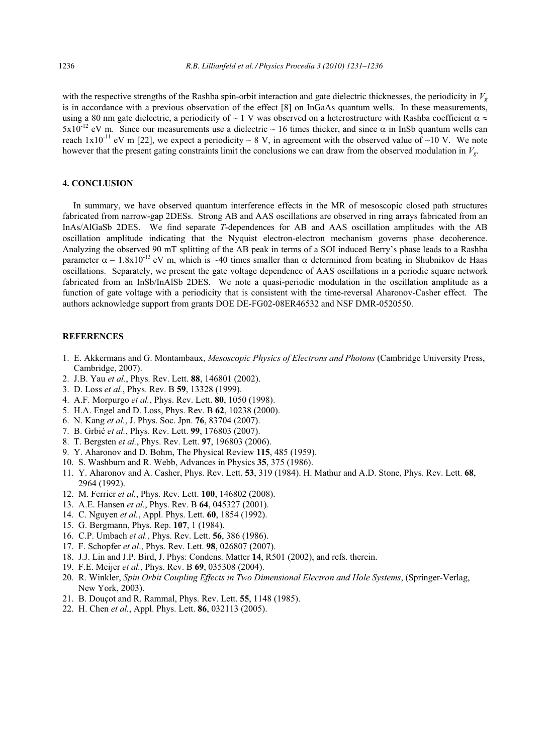with the respective strengths of the Rashba spin-orbit interaction and gate dielectric thicknesses, the periodicity in $V_g$ is in accordance with a previous observation of the effect [8] on InGaAs quantum wells. In these measurements, using a 80 nm gate dielectric, a periodicity of ~ 1 V was observed on a heterostructure with Rashba coefficient $\alpha \approx 5\text{x}10^{-12}$ eV m. Since our measurements use a dielectric ~ 16 times thicker, and since $\alpha$ in InSb quantum wells can reach $1\text{x}10^{-11}$ eV m [22], we expect a periodicity ~ 8 V, in agreement with the observed value of ~10 V. We note however that the present gating constraints limit the conclusions we can draw from the observed modulation in $V_g$.

### 4. CONCLUSION

In summary, we have observed quantum interference effects in the MR of mesoscopic closed path structures fabricated from narrow-gap 2DESs. Strong AB and AAS oscillations are observed in ring arrays fabricated from an InAs/AlGaSb 2DES. We find separate *T*-dependences for AB and AAS oscillation amplitudes with the AB oscillation amplitude indicating that the Nyquist electron-electron mechanism governs phase decoherence. Analyzing the observed 90 mT splitting of the AB peak in terms of a SOI induced Berry's phase leads to a Rashba parameter $\alpha = 1.8\text{x}10^{-13}$ eV m, which is ~40 times smaller than $\alpha$ determined from beating in Shubnikov de Haas oscillations. Separately, we present the gate voltage dependence of AAS oscillations in a periodic square network fabricated from an InSb/InAlSb 2DES. We note a quasi-periodic modulation in the oscillation amplitude as a function of gate voltage with a periodicity that is consistent with the time-reversal Aharonov-Casher effect. The authors acknowledge support from grants DOE DE-FG02-08ER46532 and NSF DMR-0520550.

### REFERENCES

1. E. Akkermans and G. Montambaux, *Mesoscopic Physics of Electrons and Photons* (Cambridge University Press, Cambridge, 2007).
2. J.B. Yau *et al.*, Phys. Rev. Lett. **88**, 146801 (2002).
3. D. Loss *et al.*, Phys. Rev. B **59**, 13328 (1999).
4. A.F. Morpurgo *et al.*, Phys. Rev. Lett. **80**, 1050 (1998).
5. H.A. Engel and D. Loss, Phys. Rev. B **62**, 10238 (2000).
6. N. Kang *et al.*, J. Phys. Soc. Jpn. **76**, 83704 (2007).
7. B. Grbić *et al.*, Phys. Rev. Lett. **99**, 176803 (2007).
8. T. Bergsten *et al.*, Phys. Rev. Lett. **97**, 196803 (2006).
9. Y. Aharonov and D. Bohm, The Physical Review **115**, 485 (1959).
10. S. Washburn and R. Webb, Advances in Physics **35**, 375 (1986).
11. Y. Aharonov and A. Casher, Phys. Rev. Lett. **53**, 319 (1984). H. Mathur and A.D. Stone, Phys. Rev. Lett. **68**, 2964 (1992).
12. M. Ferrier *et al.*, Phys. Rev. Lett. **100**, 146802 (2008).
13. A.E. Hansen *et al.*, Phys. Rev. B **64**, 045327 (2001).
14. C. Nguyen *et al.*, Appl. Phys. Lett. **60**, 1854 (1992).
15. G. Bergmann, Phys. Rep. **107**, 1 (1984).
16. C.P. Umbach *et al.*, Phys. Rev. Lett. **56**, 386 (1986).
17. F. Schopfer *et al*., Phys. Rev. Lett. **98**, 026807 (2007).
18. J.J. Lin and J.P. Bird, J. Phys: Condens. Matter **14**, R501 (2002), and refs. therein.
19. F.E. Meijer *et al.*, Phys. Rev. B **69**, 035308 (2004).
20. R. Winkler, *Spin Orbit Coupling Effects in Two Dimensional Electron and Hole Systems*, (Springer-Verlag, New York, 2003).
21. B. Douçot and R. Rammal, Phys. Rev. Lett. **55**, 1148 (1985).
22. H. Chen *et al.*, Appl. Phys. Lett. **86**, 032113 (2005).